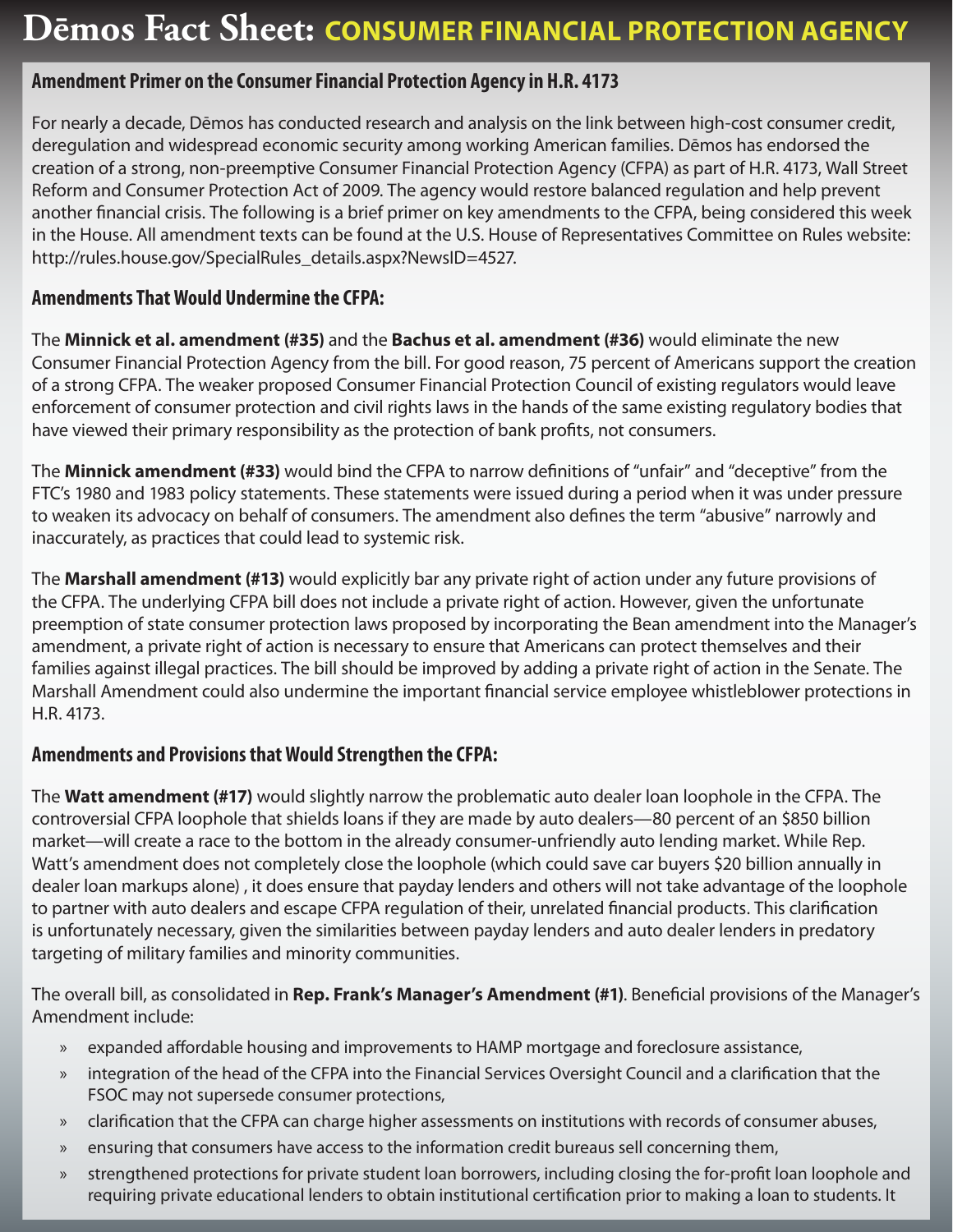# Dēmos Fact Sheet: CONSUMER FINANCIAL PROTECTION AGENCY

## Amendment Primer on the Consumer Financial Protection Agency in H.R. 4173

For nearly a decade, Dēmos has conducted research and analysis on the link between high-cost consumer credit, deregulation and widespread economic security among working American families. Dēmos has endorsed the creation of a strong, non-preemptive Consumer Financial Protection Agency (CFPA) as part of H.R. 4173, Wall Street Reform and Consumer Protection Act of 2009. The agency would restore balanced regulation and help prevent another financial crisis. The following is a brief primer on key amendments to the CFPA, being considered this week in the House. All amendment texts can be found at the U.S. House of Representatives Committee on Rules website: http://rules.house.gov/SpecialRules_details.aspx?NewsID=4527.

## Amendments That Would Undermine the CFPA:

The **Minnick et al. amendment (#35)** and the **Bachus et al. amendment (#36)** would eliminate the new Consumer Financial Protection Agency from the bill. For good reason, 75 percent of Americans support the creation of a strong CFPA. The weaker proposed Consumer Financial Protection Council of existing regulators would leave enforcement of consumer protection and civil rights laws in the hands of the same existing regulatory bodies that have viewed their primary responsibility as the protection of bank profits, not consumers.

The **Minnick amendment (#33)** would bind the CFPA to narrow definitions of "unfair" and "deceptive" from the FTC's 1980 and 1983 policy statements. These statements were issued during a period when it was under pressure to weaken its advocacy on behalf of consumers. The amendment also defines the term "abusive" narrowly and inaccurately, as practices that could lead to systemic risk.

The **Marshall amendment (#13)** would explicitly bar any private right of action under any future provisions of the CFPA. The underlying CFPA bill does not include a private right of action. However, given the unfortunate preemption of state consumer protection laws proposed by incorporating the Bean amendment into the Manager's amendment, a private right of action is necessary to ensure that Americans can protect themselves and their families against illegal practices. The bill should be improved by adding a private right of action in the Senate. The Marshall Amendment could also undermine the important financial service employee whistleblower protections in H.R. 4173.

## Amendments and Provisions that Would Strengthen the CFPA:

The **Watt amendment (#17)** would slightly narrow the problematic auto dealer loan loophole in the CFPA. The controversial CFPA loophole that shields loans if they are made by auto dealers—80 percent of an $850 billion market—will create a race to the bottom in the already consumer-unfriendly auto lending market. While Rep. Watt's amendment does not completely close the loophole (which could save car buyers $20 billion annually in dealer loan markups alone) , it does ensure that payday lenders and others will not take advantage of the loophole to partner with auto dealers and escape CFPA regulation of their, unrelated financial products. This clarification is unfortunately necessary, given the similarities between payday lenders and auto dealer lenders in predatory targeting of military families and minority communities.

The overall bill, as consolidated in **Rep. Frank's Manager's Amendment (#1)**. Beneficial provisions of the Manager's Amendment include:

- expanded affordable housing and improvements to HAMP mortgage and foreclosure assistance,
- integration of the head of the CFPA into the Financial Services Oversight Council and a clarification that the FSOC may not supersede consumer protections,
- clarification that the CFPA can charge higher assessments on institutions with records of consumer abuses,
- ensuring that consumers have access to the information credit bureaus sell concerning them,
- strengthened protections for private student loan borrowers, including closing the for-profit loan loophole and requiring private educational lenders to obtain institutional certification prior to making a loan to students. It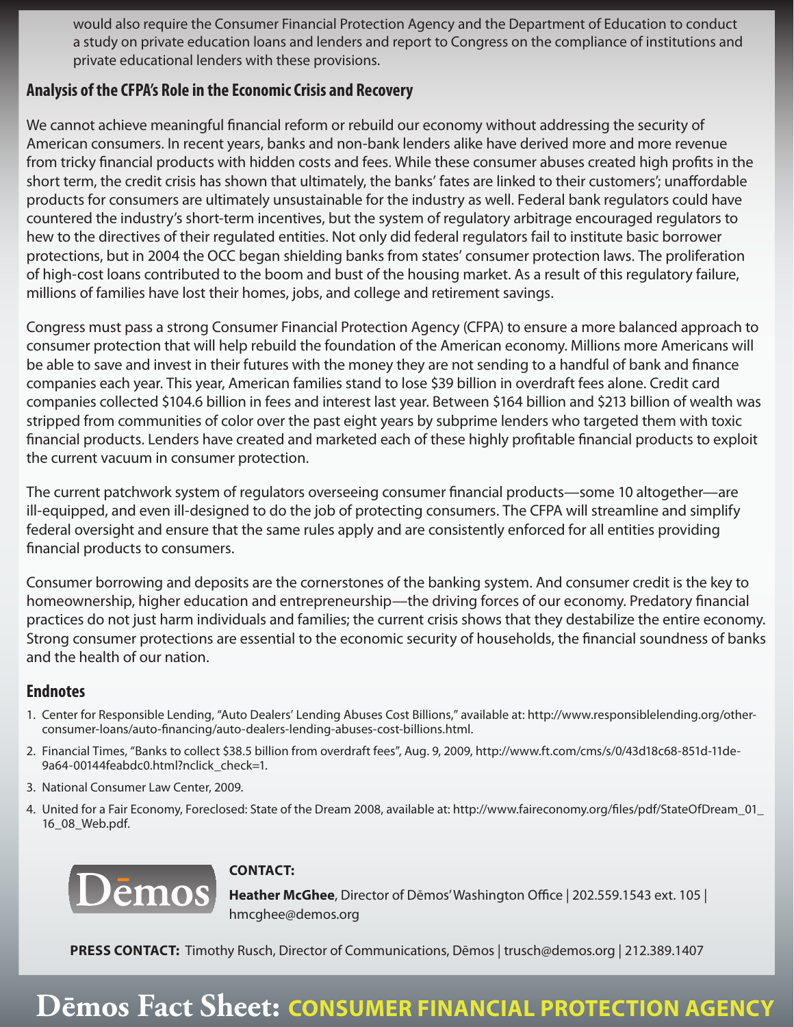would also require the Consumer Financial Protection Agency and the Department of Education to conduct a study on private education loans and lenders and report to Congress on the compliance of institutions and private educational lenders with these provisions.

## Analysis of the CFPA's Role in the Economic Crisis and Recovery

We cannot achieve meaningful financial reform or rebuild our economy without addressing the security of American consumers. In recent years, banks and non-bank lenders alike have derived more and more revenue from tricky financial products with hidden costs and fees. While these consumer abuses created high profits in the short term, the credit crisis has shown that ultimately, the banks' fates are linked to their customers'; unaffordable products for consumers are ultimately unsustainable for the industry as well. Federal bank regulators could have countered the industry's short-term incentives, but the system of regulatory arbitrage encouraged regulators to hew to the directives of their regulated entities. Not only did federal regulators fail to institute basic borrower protections, but in 2004 the OCC began shielding banks from states' consumer protection laws. The proliferation of high-cost loans contributed to the boom and bust of the housing market. As a result of this regulatory failure, millions of families have lost their homes, jobs, and college and retirement savings.

Congress must pass a strong Consumer Financial Protection Agency (CFPA) to ensure a more balanced approach to consumer protection that will help rebuild the foundation of the American economy. Millions more Americans will be able to save and invest in their futures with the money they are not sending to a handful of bank and finance companies each year. This year, American families stand to lose $39 billion in overdraft fees alone. Credit card companies collected $104.6 billion in fees and interest last year. Between $164 billion and $213 billion of wealth was stripped from communities of color over the past eight years by subprime lenders who targeted them with toxic financial products. Lenders have created and marketed each of these highly profitable financial products to exploit the current vacuum in consumer protection.

The current patchwork system of regulators overseeing consumer financial products—some 10 altogether—are ill-equipped, and even ill-designed to do the job of protecting consumers. The CFPA will streamline and simplify federal oversight and ensure that the same rules apply and are consistently enforced for all entities providing financial products to consumers.

Consumer borrowing and deposits are the cornerstones of the banking system. And consumer credit is the key to homeownership, higher education and entrepreneurship—the driving forces of our economy. Predatory financial practices do not just harm individuals and families; the current crisis shows that they destabilize the entire economy. Strong consumer protections are essential to the economic security of households, the financial soundness of banks and the health of our nation.

## Endnotes

1. Center for Responsible Lending, "Auto Dealers' Lending Abuses Cost Billions," available at: http://www.responsiblelending.org/other-consumer-loans/auto-financing/auto-dealers-lending-abuses-cost-billions.html.
2. Financial Times, "Banks to collect $38.5 billion from overdraft fees", Aug. 9, 2009, http://www.ft.com/cms/s/0/43d18c68-851d-11de-9a64-00144feabdc0.html?nclick_check=1.
3. National Consumer Law Center, 2009.
4. United for a Fair Economy, Foreclosed: State of the Dream 2008, available at: http://www.faireconomy.org/files/pdf/StateOfDream_01_16_08_Web.pdf.

Dēmos

**CONTACT:**

**Heather McGhee**, Director of Dēmos' Washington Office | 202.559.1543 ext. 105 | hmcghee@demos.org

**PRESS CONTACT:** Timothy Rusch, Director of Communications, Dēmos | trusch@demos.org | 212.389.1407

**Dēmos Fact Sheet: CONSUMER FINANCIAL PROTECTION AGENCY**